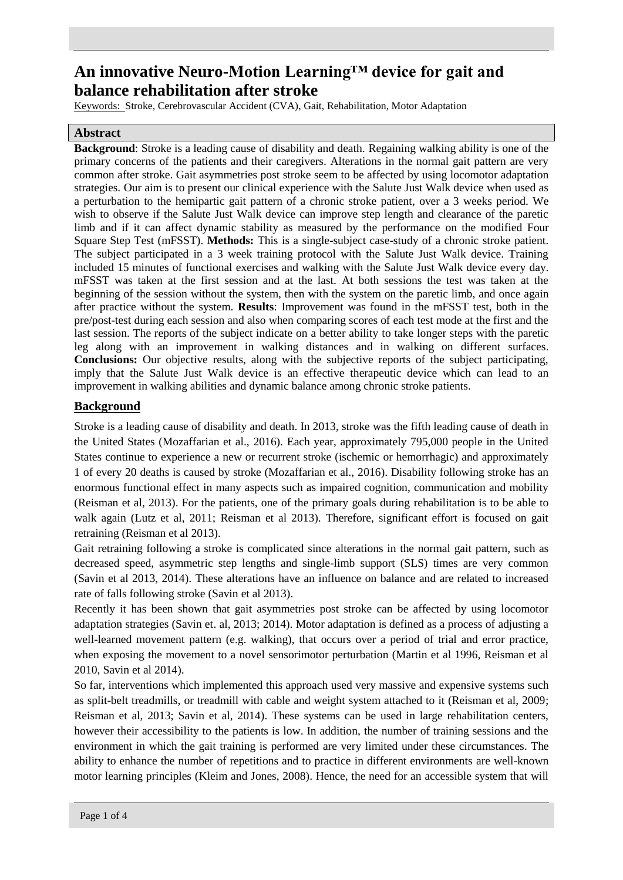# An innovative Neuro-Motion Learning™ device for gait and balance rehabilitation after stroke

Keywords: Stroke, Cerebrovascular Accident (CVA), Gait, Rehabilitation, Motor Adaptation

## Abstract

**Background**: Stroke is a leading cause of disability and death. Regaining walking ability is one of the primary concerns of the patients and their caregivers. Alterations in the normal gait pattern are very common after stroke. Gait asymmetries post stroke seem to be affected by using locomotor adaptation strategies. Our aim is to present our clinical experience with the Salute Just Walk device when used as a perturbation to the hemipartic gait pattern of a chronic stroke patient, over a 3 weeks period. We wish to observe if the Salute Just Walk device can improve step length and clearance of the paretic limb and if it can affect dynamic stability as measured by the performance on the modified Four Square Step Test (mFSST). **Methods:** This is a single-subject case-study of a chronic stroke patient. The subject participated in a 3 week training protocol with the Salute Just Walk device. Training included 15 minutes of functional exercises and walking with the Salute Just Walk device every day. mFSST was taken at the first session and at the last. At both sessions the test was taken at the beginning of the session without the system, then with the system on the paretic limb, and once again after practice without the system. **Results**: Improvement was found in the mFSST test, both in the pre/post-test during each session and also when comparing scores of each test mode at the first and the last session. The reports of the subject indicate on a better ability to take longer steps with the paretic leg along with an improvement in walking distances and in walking on different surfaces. **Conclusions:** Our objective results, along with the subjective reports of the subject participating, imply that the Salute Just Walk device is an effective therapeutic device which can lead to an improvement in walking abilities and dynamic balance among chronic stroke patients.

## Background

Stroke is a leading cause of disability and death. In 2013, stroke was the fifth leading cause of death in the United States (Mozaffarian et al., 2016). Each year, approximately 795,000 people in the United States continue to experience a new or recurrent stroke (ischemic or hemorrhagic) and approximately 1 of every 20 deaths is caused by stroke (Mozaffarian et al., 2016). Disability following stroke has an enormous functional effect in many aspects such as impaired cognition, communication and mobility (Reisman et al, 2013). For the patients, one of the primary goals during rehabilitation is to be able to walk again (Lutz et al, 2011; Reisman et al 2013). Therefore, significant effort is focused on gait retraining (Reisman et al 2013).

Gait retraining following a stroke is complicated since alterations in the normal gait pattern, such as decreased speed, asymmetric step lengths and single-limb support (SLS) times are very common (Savin et al 2013, 2014). These alterations have an influence on balance and are related to increased rate of falls following stroke (Savin et al 2013).

Recently it has been shown that gait asymmetries post stroke can be affected by using locomotor adaptation strategies (Savin et. al, 2013; 2014). Motor adaptation is defined as a process of adjusting a well-learned movement pattern (e.g. walking), that occurs over a period of trial and error practice, when exposing the movement to a novel sensorimotor perturbation (Martin et al 1996, Reisman et al 2010, Savin et al 2014).

So far, interventions which implemented this approach used very massive and expensive systems such as split-belt treadmills, or treadmill with cable and weight system attached to it (Reisman et al, 2009; Reisman et al, 2013; Savin et al, 2014). These systems can be used in large rehabilitation centers, however their accessibility to the patients is low. In addition, the number of training sessions and the environment in which the gait training is performed are very limited under these circumstances. The ability to enhance the number of repetitions and to practice in different environments are well-known motor learning principles (Kleim and Jones, 2008). Hence, the need for an accessible system that will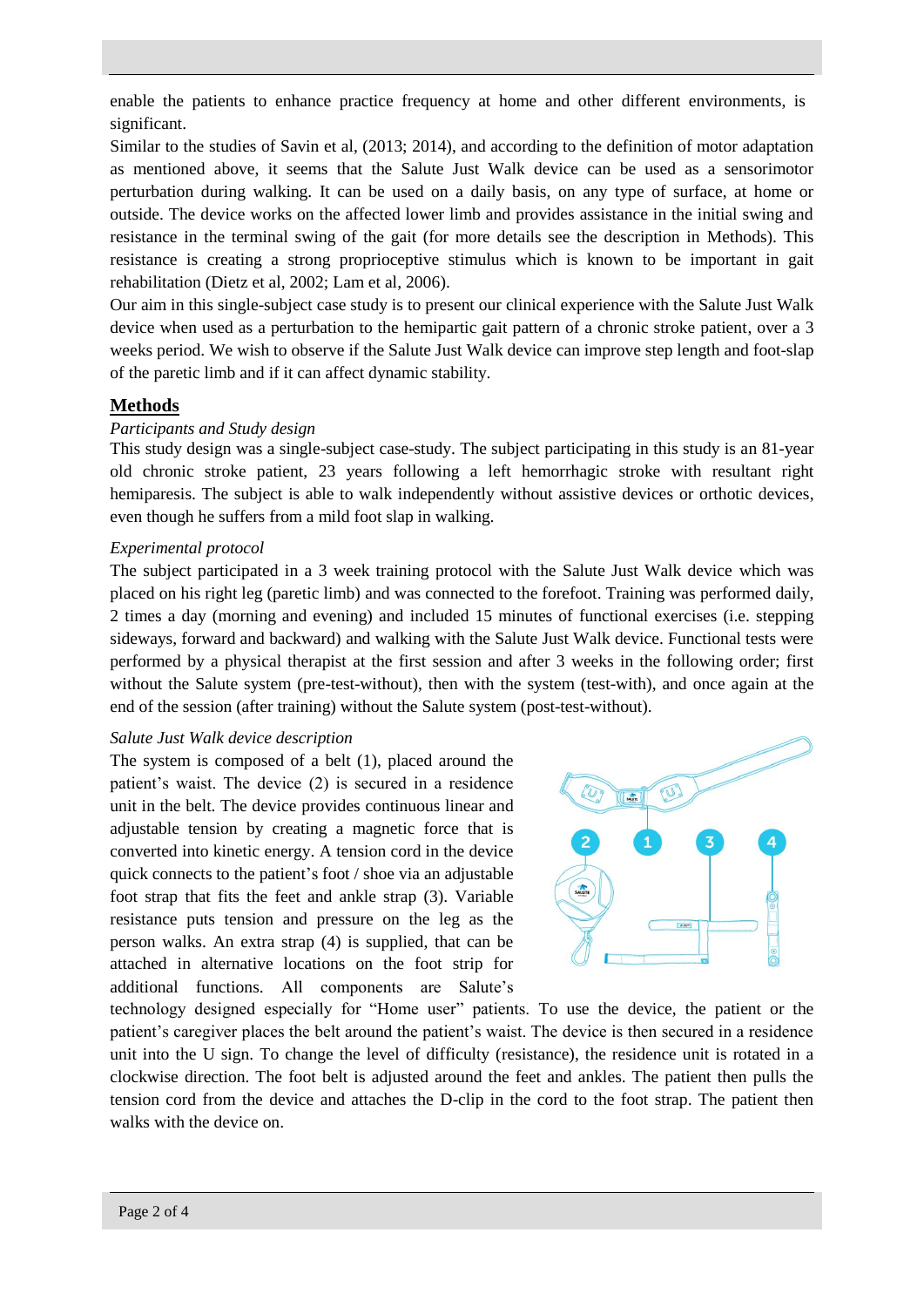enable the patients to enhance practice frequency at home and other different environments, is significant.

Similar to the studies of Savin et al, (2013; 2014), and according to the definition of motor adaptation as mentioned above, it seems that the Salute Just Walk device can be used as a sensorimotor perturbation during walking. It can be used on a daily basis, on any type of surface, at home or outside. The device works on the affected lower limb and provides assistance in the initial swing and resistance in the terminal swing of the gait (for more details see the description in Methods). This resistance is creating a strong proprioceptive stimulus which is known to be important in gait rehabilitation (Dietz et al, 2002; Lam et al, 2006).

Our aim in this single-subject case study is to present our clinical experience with the Salute Just Walk device when used as a perturbation to the hemipartic gait pattern of a chronic stroke patient, over a 3 weeks period. We wish to observe if the Salute Just Walk device can improve step length and foot-slap of the paretic limb and if it can affect dynamic stability.

## Methods

*Participants and Study design*

This study design was a single-subject case-study. The subject participating in this study is an 81-year old chronic stroke patient, 23 years following a left hemorrhagic stroke with resultant right hemiparesis. The subject is able to walk independently without assistive devices or orthotic devices, even though he suffers from a mild foot slap in walking.

*Experimental protocol*

The subject participated in a 3 week training protocol with the Salute Just Walk device which was placed on his right leg (paretic limb) and was connected to the forefoot. Training was performed daily, 2 times a day (morning and evening) and included 15 minutes of functional exercises (i.e. stepping sideways, forward and backward) and walking with the Salute Just Walk device. Functional tests were performed by a physical therapist at the first session and after 3 weeks in the following order; first without the Salute system (pre-test-without), then with the system (test-with), and once again at the end of the session (after training) without the Salute system (post-test-without).

*Salute Just Walk device description*

The system is composed of a belt (1), placed around the patient's waist. The device (2) is secured in a residence unit in the belt. The device provides continuous linear and adjustable tension by creating a magnetic force that is converted into kinetic energy. A tension cord in the device quick connects to the patient's foot / shoe via an adjustable foot strap that fits the feet and ankle strap (3). Variable resistance puts tension and pressure on the leg as the person walks. An extra strap (4) is supplied, that can be attached in alternative locations on the foot strip for additional functions. All components are Salute's technology designed especially for "Home user" patients. To use the device, the patient or the patient's caregiver places the belt around the patient's waist. The device is then secured in a residence unit into the U sign. To change the level of difficulty (resistance), the residence unit is rotated in a clockwise direction. The foot belt is adjusted around the feet and ankles. The patient then pulls the tension cord from the device and attaches the D-clip in the cord to the foot strap. The patient then walks with the device on.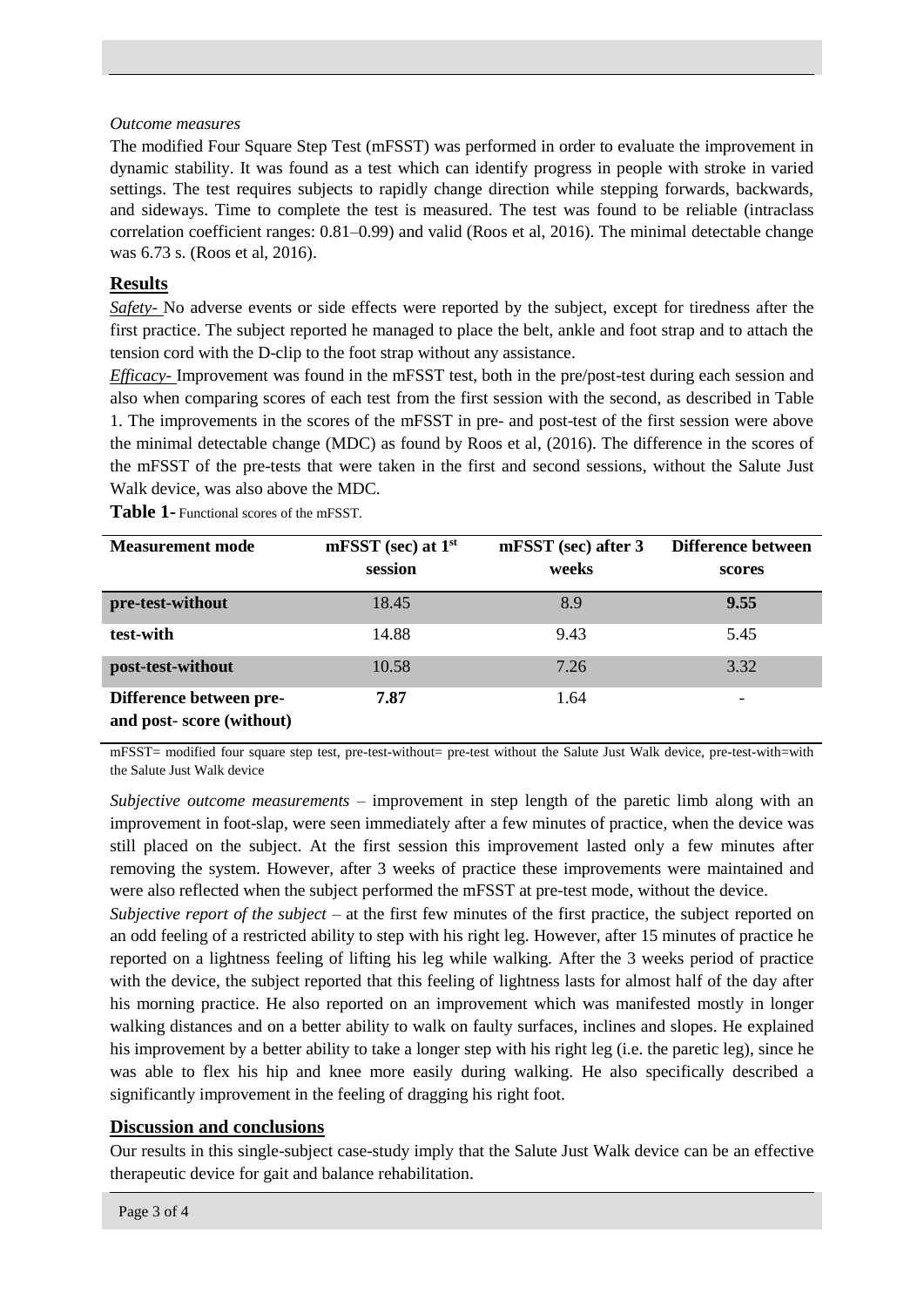*Outcome measures*

The modified Four Square Step Test (mFSST) was performed in order to evaluate the improvement in dynamic stability. It was found as a test which can identify progress in people with stroke in varied settings. The test requires subjects to rapidly change direction while stepping forwards, backwards, and sideways. Time to complete the test is measured. The test was found to be reliable (intraclass correlation coefficient ranges: 0.81–0.99) and valid (Roos et al, 2016). The minimal detectable change was 6.73 s. (Roos et al, 2016).

## Results

*Safety-* No adverse events or side effects were reported by the subject, except for tiredness after the first practice. The subject reported he managed to place the belt, ankle and foot strap and to attach the tension cord with the D-clip to the foot strap without any assistance.

*Efficacy-* Improvement was found in the mFSST test, both in the pre/post-test during each session and also when comparing scores of each test from the first session with the second, as described in Table 1. The improvements in the scores of the mFSST in pre- and post-test of the first session were above the minimal detectable change (MDC) as found by Roos et al, (2016). The difference in the scores of the mFSST of the pre-tests that were taken in the first and second sessions, without the Salute Just Walk device, was also above the MDC.

**Table 1-** Functional scores of the mFSST.

| Measurement mode | mFSST (sec) at 1st session | mFSST (sec) after 3 weeks | Difference between scores |
|---|---|---|---|
| **pre-test-without** | 18.45 | 8.9 | **9.55** |
| **test-with** | 14.88 | 9.43 | 5.45 |
| **post-test-without** | 10.58 | 7.26 | 3.32 |
| **Difference between pre- and post- score (without)** | **7.87** | 1.64 | - |

mFSST= modified four square step test, pre-test-without= pre-test without the Salute Just Walk device, pre-test-with=with the Salute Just Walk device

*Subjective outcome measurements* – improvement in step length of the paretic limb along with an improvement in foot-slap, were seen immediately after a few minutes of practice, when the device was still placed on the subject. At the first session this improvement lasted only a few minutes after removing the system. However, after 3 weeks of practice these improvements were maintained and were also reflected when the subject performed the mFSST at pre-test mode, without the device.

*Subjective report of the subject* – at the first few minutes of the first practice, the subject reported on an odd feeling of a restricted ability to step with his right leg. However, after 15 minutes of practice he reported on a lightness feeling of lifting his leg while walking. After the 3 weeks period of practice with the device, the subject reported that this feeling of lightness lasts for almost half of the day after his morning practice. He also reported on an improvement which was manifested mostly in longer walking distances and on a better ability to walk on faulty surfaces, inclines and slopes. He explained his improvement by a better ability to take a longer step with his right leg (i.e. the paretic leg), since he was able to flex his hip and knee more easily during walking. He also specifically described a significantly improvement in the feeling of dragging his right foot.

## Discussion and conclusions

Our results in this single-subject case-study imply that the Salute Just Walk device can be an effective therapeutic device for gait and balance rehabilitation.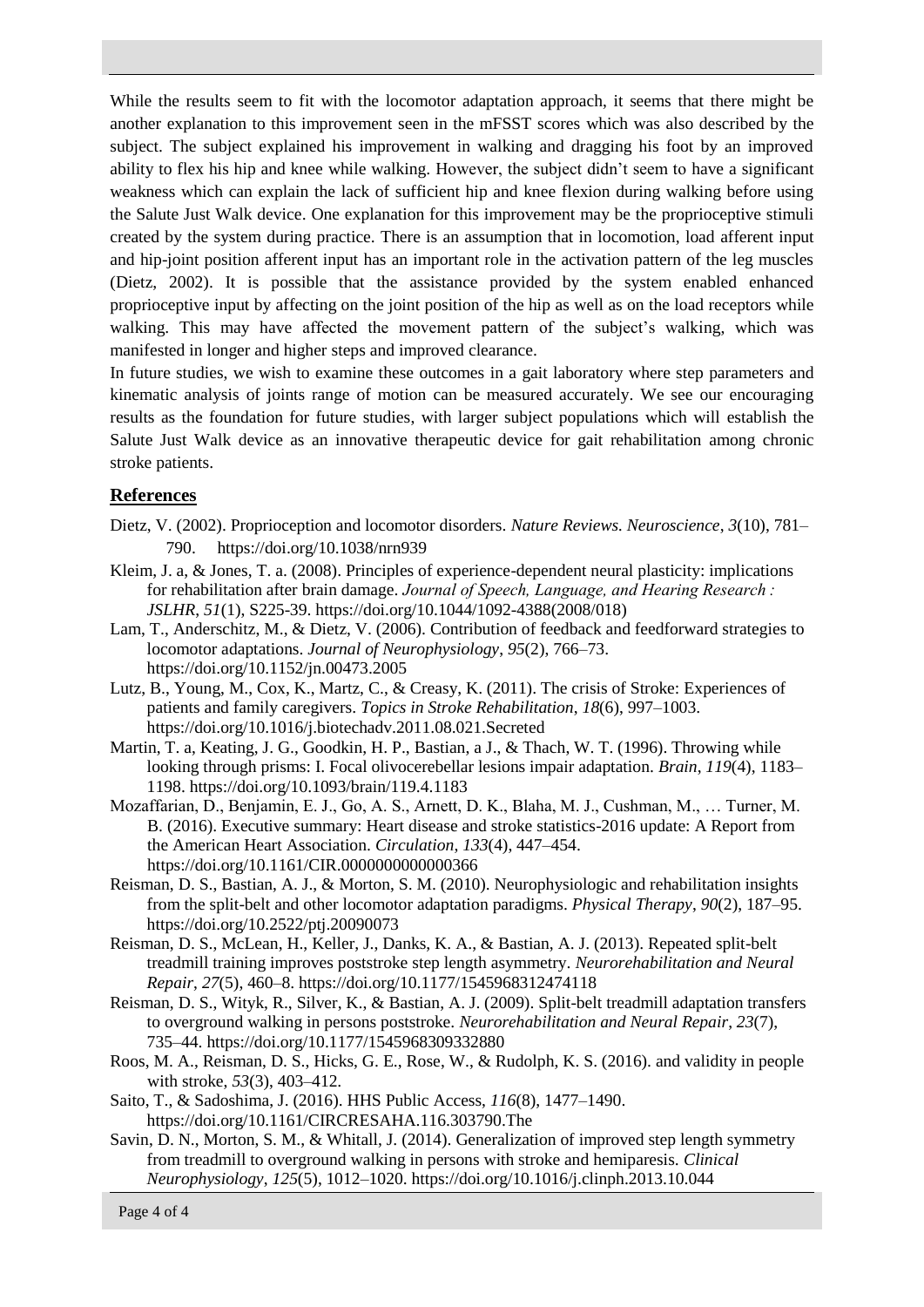While the results seem to fit with the locomotor adaptation approach, it seems that there might be another explanation to this improvement seen in the mFSST scores which was also described by the subject. The subject explained his improvement in walking and dragging his foot by an improved ability to flex his hip and knee while walking. However, the subject didn't seem to have a significant weakness which can explain the lack of sufficient hip and knee flexion during walking before using the Salute Just Walk device. One explanation for this improvement may be the proprioceptive stimuli created by the system during practice. There is an assumption that in locomotion, load afferent input and hip-joint position afferent input has an important role in the activation pattern of the leg muscles (Dietz, 2002). It is possible that the assistance provided by the system enabled enhanced proprioceptive input by affecting on the joint position of the hip as well as on the load receptors while walking. This may have affected the movement pattern of the subject's walking, which was manifested in longer and higher steps and improved clearance.

In future studies, we wish to examine these outcomes in a gait laboratory where step parameters and kinematic analysis of joints range of motion can be measured accurately. We see our encouraging results as the foundation for future studies, with larger subject populations which will establish the Salute Just Walk device as an innovative therapeutic device for gait rehabilitation among chronic stroke patients.

## References

Dietz, V. (2002). Proprioception and locomotor disorders. *Nature Reviews. Neuroscience*, *3*(10), 781–790. https://doi.org/10.1038/nrn939

Kleim, J. a, & Jones, T. a. (2008). Principles of experience-dependent neural plasticity: implications for rehabilitation after brain damage. *Journal of Speech, Language, and Hearing Research : JSLHR*, *51*(1), S225-39. https://doi.org/10.1044/1092-4388(2008/018)

Lam, T., Anderschitz, M., & Dietz, V. (2006). Contribution of feedback and feedforward strategies to locomotor adaptations. *Journal of Neurophysiology*, *95*(2), 766–73. https://doi.org/10.1152/jn.00473.2005

Lutz, B., Young, M., Cox, K., Martz, C., & Creasy, K. (2011). The crisis of Stroke: Experiences of patients and family caregivers. *Topics in Stroke Rehabilitation*, *18*(6), 997–1003. https://doi.org/10.1016/j.biotechadv.2011.08.021.Secreted

Martin, T. a, Keating, J. G., Goodkin, H. P., Bastian, a J., & Thach, W. T. (1996). Throwing while looking through prisms: I. Focal olivocerebellar lesions impair adaptation. *Brain*, *119*(4), 1183–1198. https://doi.org/10.1093/brain/119.4.1183

Mozaffarian, D., Benjamin, E. J., Go, A. S., Arnett, D. K., Blaha, M. J., Cushman, M., … Turner, M. B. (2016). Executive summary: Heart disease and stroke statistics-2016 update: A Report from the American Heart Association. *Circulation*, *133*(4), 447–454. https://doi.org/10.1161/CIR.0000000000000366

Reisman, D. S., Bastian, A. J., & Morton, S. M. (2010). Neurophysiologic and rehabilitation insights from the split-belt and other locomotor adaptation paradigms. *Physical Therapy*, *90*(2), 187–95. https://doi.org/10.2522/ptj.20090073

Reisman, D. S., McLean, H., Keller, J., Danks, K. A., & Bastian, A. J. (2013). Repeated split-belt treadmill training improves poststroke step length asymmetry. *Neurorehabilitation and Neural Repair*, *27*(5), 460–8. https://doi.org/10.1177/1545968312474118

Reisman, D. S., Wityk, R., Silver, K., & Bastian, A. J. (2009). Split-belt treadmill adaptation transfers to overground walking in persons poststroke. *Neurorehabilitation and Neural Repair*, *23*(7), 735–44. https://doi.org/10.1177/1545968309332880

Roos, M. A., Reisman, D. S., Hicks, G. E., Rose, W., & Rudolph, K. S. (2016). and validity in people with stroke, *53*(3), 403–412.

Saito, T., & Sadoshima, J. (2016). HHS Public Access, *116*(8), 1477–1490. https://doi.org/10.1161/CIRCRESAHA.116.303790.The

Savin, D. N., Morton, S. M., & Whitall, J. (2014). Generalization of improved step length symmetry from treadmill to overground walking in persons with stroke and hemiparesis. *Clinical Neurophysiology*, *125*(5), 1012–1020. https://doi.org/10.1016/j.clinph.2013.10.044